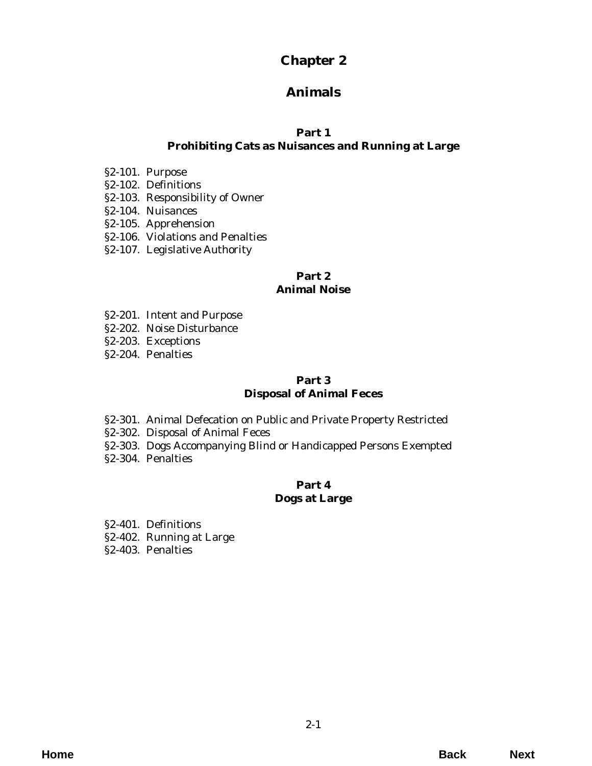# Chapter 2

# Animals

## Part 1
## Prohibiting Cats as Nuisances and Running at Large

§2-101. Purpose
§2-102. Definitions
§2-103. Responsibility of Owner
§2-104. Nuisances
§2-105. Apprehension
§2-106. Violations and Penalties
§2-107. Legislative Authority

## Part 2
## Animal Noise

§2-201. Intent and Purpose
§2-202. Noise Disturbance
§2-203. Exceptions
§2-204. Penalties

## Part 3
## Disposal of Animal Feces

§2-301. Animal Defecation on Public and Private Property Restricted
§2-302. Disposal of Animal Feces
§2-303. Dogs Accompanying Blind or Handicapped Persons Exempted
§2-304. Penalties

## Part 4
## Dogs at Large

§2-401. Definitions
§2-402. Running at Large
§2-403. Penalties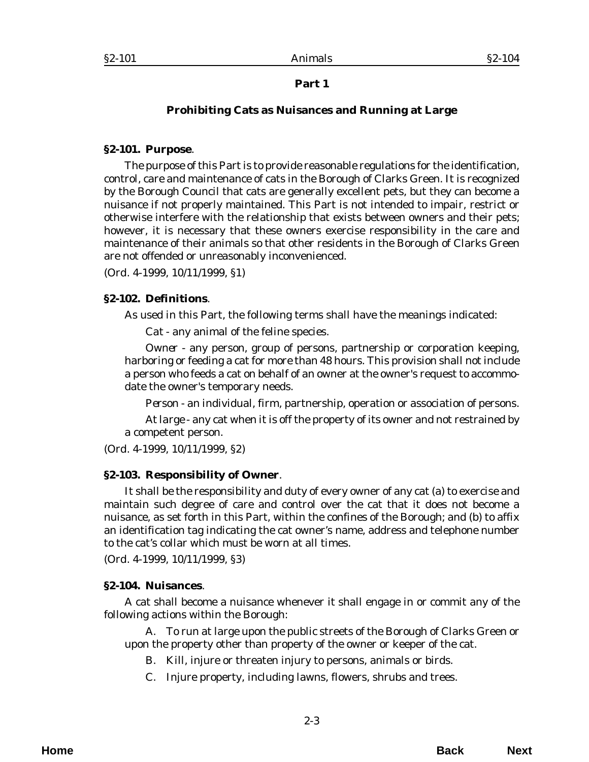## Part 1

## Prohibiting Cats as Nuisances and Running at Large

**§2-101. Purpose**.

The purpose of this Part is to provide reasonable regulations for the identification, control, care and maintenance of cats in the Borough of Clarks Green. It is recognized by the Borough Council that cats are generally excellent pets, but they can become a nuisance if not properly maintained. This Part is not intended to impair, restrict or otherwise interfere with the relationship that exists between owners and their pets; however, it is necessary that these owners exercise responsibility in the care and maintenance of their animals so that other residents in the Borough of Clarks Green are not offended or unreasonably inconvenienced.

(*Ord. 4-1999*, 10/11/1999, §1)

**§2-102. Definitions**.

As used in this Part, the following terms shall have the meanings indicated:

*Cat* - any animal of the feline species.

*Owner* - any person, group of persons, partnership or corporation keeping, harboring or feeding a cat for more than 48 hours. This provision shall not include a person who feeds a cat on behalf of an owner at the owner's request to accommodate the owner's temporary needs.

*Person* - an individual, firm, partnership, operation or association of persons.

*At large* - any cat when it is off the property of its owner and not restrained by a competent person.

(*Ord. 4-1999*, 10/11/1999, §2)

**§2-103. Responsibility of Owner**.

It shall be the responsibility and duty of every owner of any cat (a) to exercise and maintain such degree of care and control over the cat that it does not become a nuisance, as set forth in this Part, within the confines of the Borough; and (b) to affix an identification tag indicating the cat owner's name, address and telephone number to the cat's collar which must be worn at all times.

(*Ord. 4-1999*, 10/11/1999, §3)

**§2-104. Nuisances**.

A cat shall become a nuisance whenever it shall engage in or commit any of the following actions within the Borough:

A. To run at large upon the public streets of the Borough of Clarks Green or upon the property other than property of the owner or keeper of the cat.

B. Kill, injure or threaten injury to persons, animals or birds.

C. Injure property, including lawns, flowers, shrubs and trees.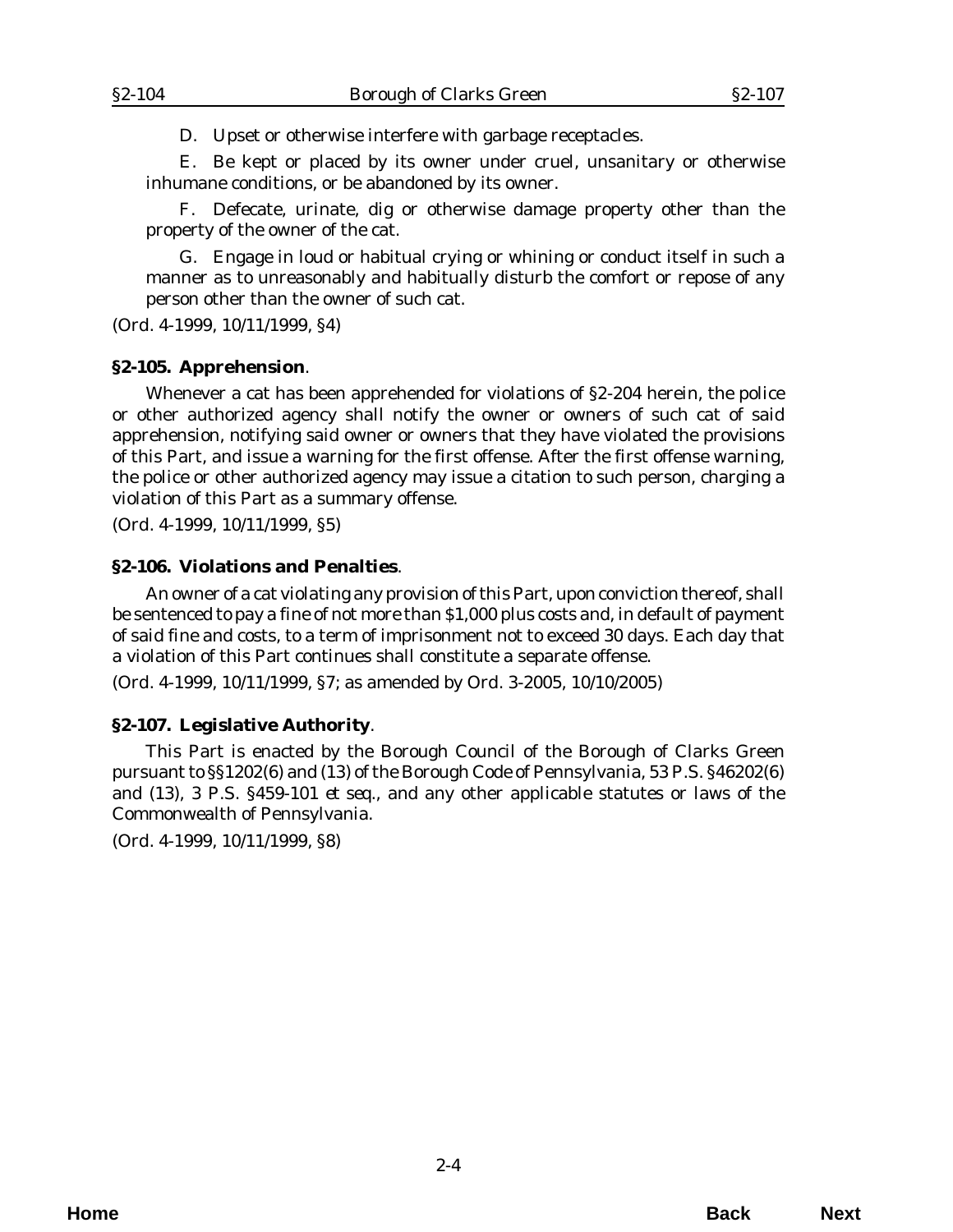D. Upset or otherwise interfere with garbage receptacles.

E. Be kept or placed by its owner under cruel, unsanitary or otherwise inhumane conditions, or be abandoned by its owner.

F. Defecate, urinate, dig or otherwise damage property other than the property of the owner of the cat.

G. Engage in loud or habitual crying or whining or conduct itself in such a manner as to unreasonably and habitually disturb the comfort or repose of any person other than the owner of such cat.

(*Ord. 4-1999*, 10/11/1999, §4)

**§2-105. Apprehension**.

Whenever a cat has been apprehended for violations of §2-204 herein, the police or other authorized agency shall notify the owner or owners of such cat of said apprehension, notifying said owner or owners that they have violated the provisions of this Part, and issue a warning for the first offense. After the first offense warning, the police or other authorized agency may issue a citation to such person, charging a violation of this Part as a summary offense.

(*Ord. 4-1999*, 10/11/1999, §5)

**§2-106. Violations and Penalties**.

An owner of a cat violating any provision of this Part, upon conviction thereof, shall be sentenced to pay a fine of not more than $1,000 plus costs and, in default of payment of said fine and costs, to a term of imprisonment not to exceed 30 days. Each day that a violation of this Part continues shall constitute a separate offense.

(*Ord. 4-1999*, 10/11/1999, §7; as amended by *Ord. 3-2005*, 10/10/2005)

**§2-107. Legislative Authority**.

This Part is enacted by the Borough Council of the Borough of Clarks Green pursuant to §§1202(6) and (13) of the Borough Code of Pennsylvania, 53 P.S. §46202(6) and (13), 3 P.S. §459-101 *et seq.*, and any other applicable statutes or laws of the Commonwealth of Pennsylvania.

(*Ord. 4-1999*, 10/11/1999, §8)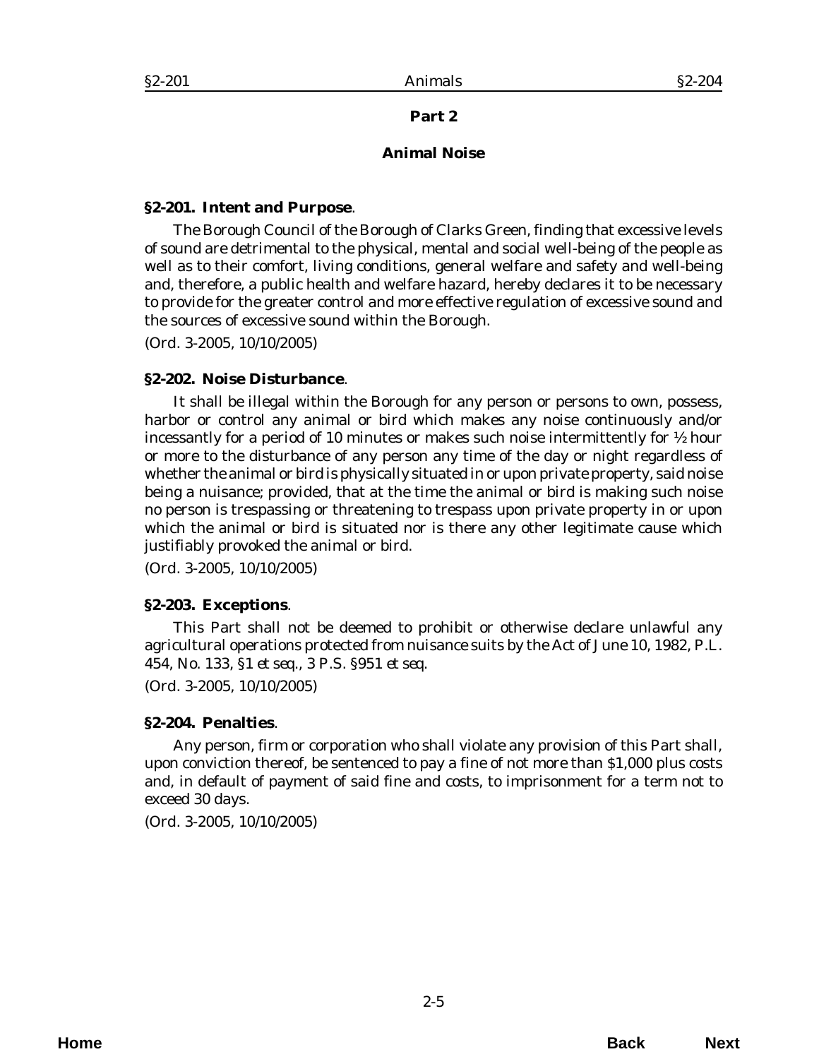## Part 2

## Animal Noise

**§2-201. Intent and Purpose**.

The Borough Council of the Borough of Clarks Green, finding that excessive levels of sound are detrimental to the physical, mental and social well-being of the people as well as to their comfort, living conditions, general welfare and safety and well-being and, therefore, a public health and welfare hazard, hereby declares it to be necessary to provide for the greater control and more effective regulation of excessive sound and the sources of excessive sound within the Borough.

(*Ord. 3-2005*, 10/10/2005)

**§2-202. Noise Disturbance**.

It shall be illegal within the Borough for any person or persons to own, possess, harbor or control any animal or bird which makes any noise continuously and/or incessantly for a period of 10 minutes or makes such noise intermittently for ½ hour or more to the disturbance of any person any time of the day or night regardless of whether the animal or bird is physically situated in or upon private property, said noise being a nuisance; provided, that at the time the animal or bird is making such noise no person is trespassing or threatening to trespass upon private property in or upon which the animal or bird is situated nor is there any other legitimate cause which justifiably provoked the animal or bird.

(*Ord. 3-2005*, 10/10/2005)

**§2-203. Exceptions**.

This Part shall not be deemed to prohibit or otherwise declare unlawful any agricultural operations protected from nuisance suits by the Act of June 10, 1982, P.L. 454, No. 133, §1 *et seq.*, 3 P.S. §951 *et seq.*

(*Ord. 3-2005*, 10/10/2005)

**§2-204. Penalties**.

Any person, firm or corporation who shall violate any provision of this Part shall, upon conviction thereof, be sentenced to pay a fine of not more than $1,000 plus costs and, in default of payment of said fine and costs, to imprisonment for a term not to exceed 30 days.

(*Ord. 3-2005*, 10/10/2005)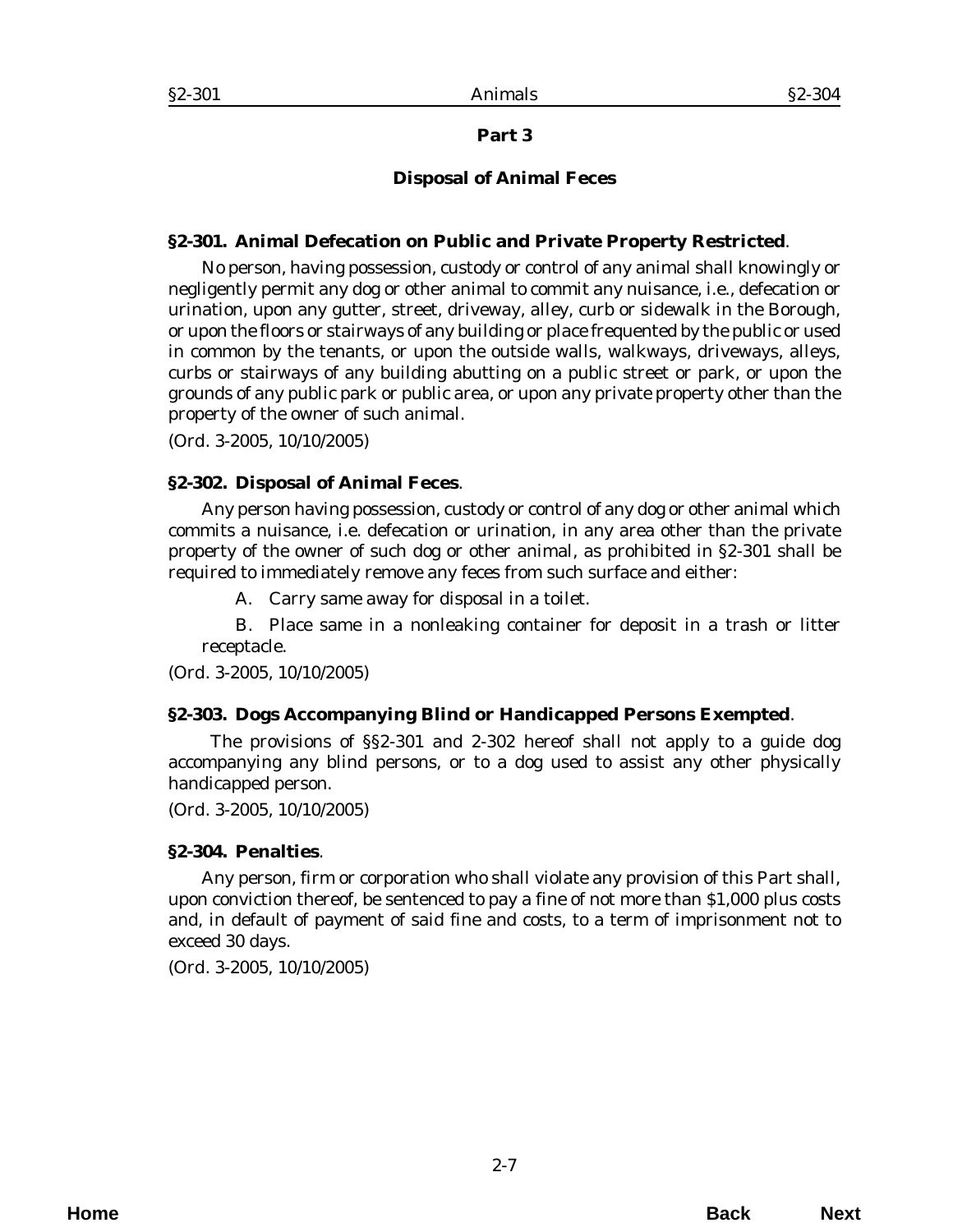## Part 3

## Disposal of Animal Feces

### §2-301. Animal Defecation on Public and Private Property Restricted.

No person, having possession, custody or control of any animal shall knowingly or negligently permit any dog or other animal to commit any nuisance, i.e., defecation or urination, upon any gutter, street, driveway, alley, curb or sidewalk in the Borough, or upon the floors or stairways of any building or place frequented by the public or used in common by the tenants, or upon the outside walls, walkways, driveways, alleys, curbs or stairways of any building abutting on a public street or park, or upon the grounds of any public park or public area, or upon any private property other than the property of the owner of such animal.

(*Ord. 3-2005*, 10/10/2005)

### §2-302. Disposal of Animal Feces.

Any person having possession, custody or control of any dog or other animal which commits a nuisance, i.e. defecation or urination, in any area other than the private property of the owner of such dog or other animal, as prohibited in §2-301 shall be required to immediately remove any feces from such surface and either:

A. Carry same away for disposal in a toilet.

B. Place same in a nonleaking container for deposit in a trash or litter receptacle.

(*Ord. 3-2005*, 10/10/2005)

### §2-303. Dogs Accompanying Blind or Handicapped Persons Exempted.

The provisions of §§2-301 and 2-302 hereof shall not apply to a guide dog accompanying any blind persons, or to a dog used to assist any other physically handicapped person.

(*Ord. 3-2005*, 10/10/2005)

### §2-304. Penalties.

Any person, firm or corporation who shall violate any provision of this Part shall, upon conviction thereof, be sentenced to pay a fine of not more than $1,000 plus costs and, in default of payment of said fine and costs, to a term of imprisonment not to exceed 30 days.

(*Ord. 3-2005*, 10/10/2005)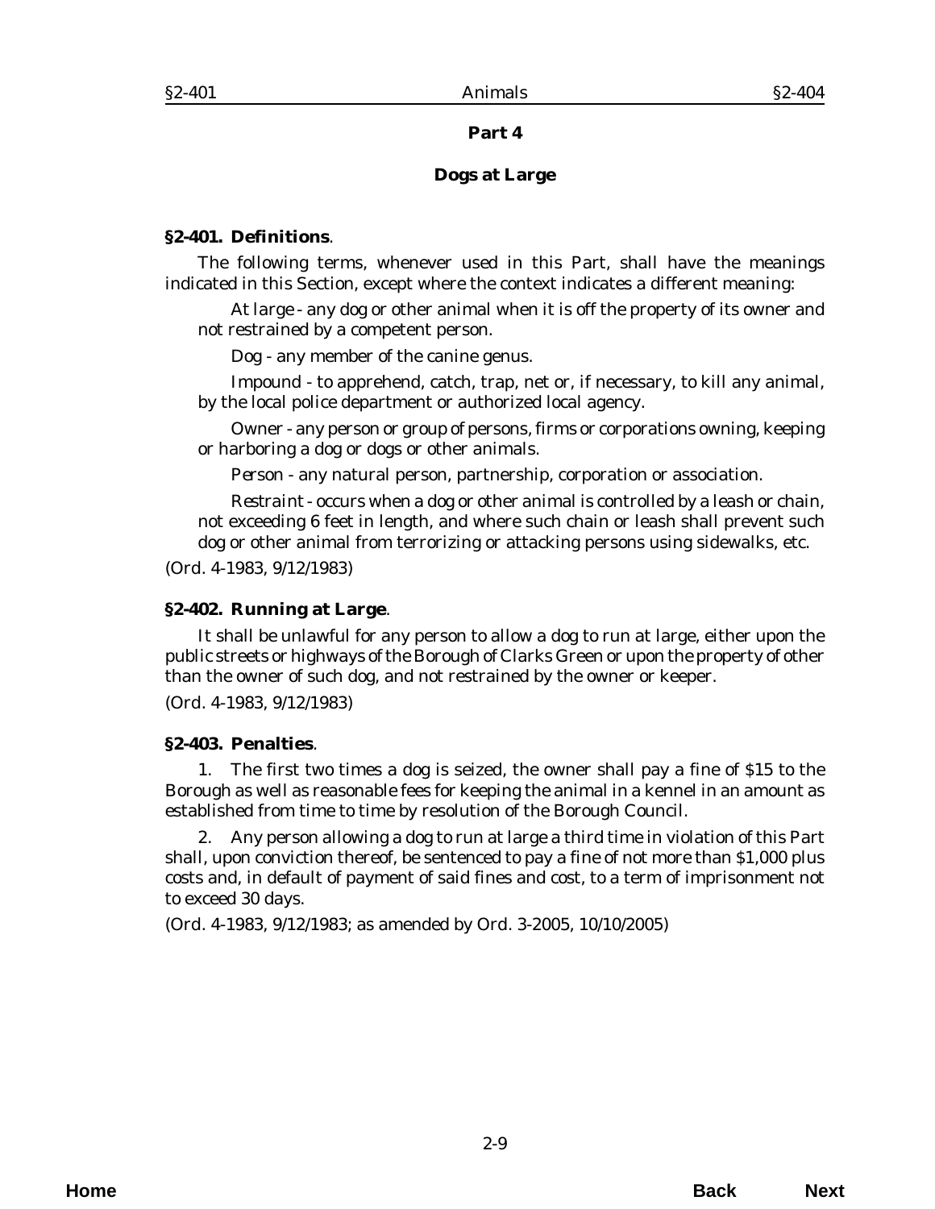## Part 4

## Dogs at Large

### §2-401. Definitions.

The following terms, whenever used in this Part, shall have the meanings indicated in this Section, except where the context indicates a different meaning:

*At large* - any dog or other animal when it is off the property of its owner and not restrained by a competent person.

*Dog* - any member of the canine genus.

*Impound* - to apprehend, catch, trap, net or, if necessary, to kill any animal, by the local police department or authorized local agency.

*Owner* - any person or group of persons, firms or corporations owning, keeping or harboring a dog or dogs or other animals.

*Person* - any natural person, partnership, corporation or association.

*Restraint* - occurs when a dog or other animal is controlled by a leash or chain, not exceeding 6 feet in length, and where such chain or leash shall prevent such dog or other animal from terrorizing or attacking persons using sidewalks, etc.

(*Ord. 4-1983*, 9/12/1983)

### §2-402. Running at Large.

It shall be unlawful for any person to allow a dog to run at large, either upon the public streets or highways of the Borough of Clarks Green or upon the property of other than the owner of such dog, and not restrained by the owner or keeper.

(*Ord. 4-1983*, 9/12/1983)

### §2-403. Penalties.

1. The first two times a dog is seized, the owner shall pay a fine of $15 to the Borough as well as reasonable fees for keeping the animal in a kennel in an amount as established from time to time by resolution of the Borough Council.

2. Any person allowing a dog to run at large a third time in violation of this Part shall, upon conviction thereof, be sentenced to pay a fine of not more than $1,000 plus costs and, in default of payment of said fines and cost, to a term of imprisonment not to exceed 30 days.

(*Ord. 4-1983*, 9/12/1983; as amended by *Ord. 3-2005*, 10/10/2005)